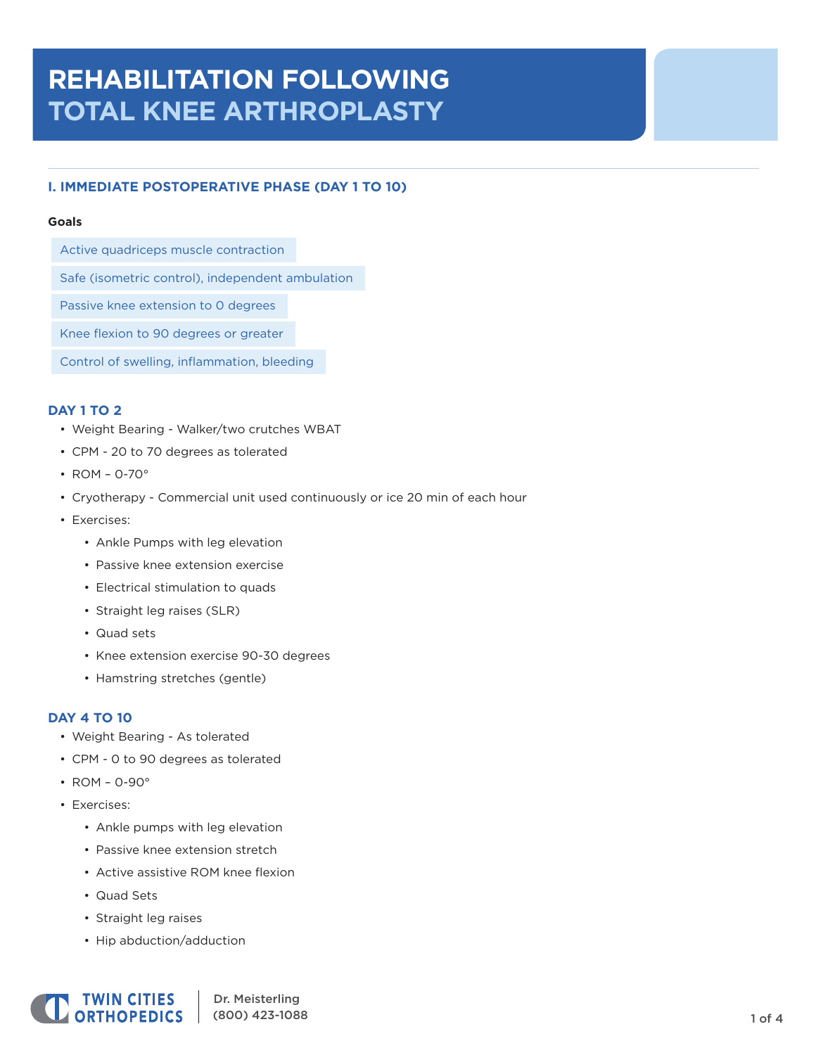# REHABILITATION FOLLOWING TOTAL KNEE ARTHROPLASTY

## I. IMMEDIATE POSTOPERATIVE PHASE (DAY 1 TO 10)

**Goals**

- Active quadriceps muscle contraction
- Safe (isometric control), independent ambulation
- Passive knee extension to 0 degrees
- Knee flexion to 90 degrees or greater
- Control of swelling, inflammation, bleeding

### DAY 1 TO 2

- Weight Bearing - Walker/two crutches WBAT
- CPM - 20 to 70 degrees as tolerated
- ROM – 0-70°
- Cryotherapy - Commercial unit used continuously or ice 20 min of each hour
- Exercises:
  - Ankle Pumps with leg elevation
  - Passive knee extension exercise
  - Electrical stimulation to quads
  - Straight leg raises (SLR)
  - Quad sets
  - Knee extension exercise 90-30 degrees
  - Hamstring stretches (gentle)

### DAY 4 TO 10

- Weight Bearing - As tolerated
- CPM - 0 to 90 degrees as tolerated
- ROM – 0-90°
- Exercises:
  - Ankle pumps with leg elevation
  - Passive knee extension stretch
  - Active assistive ROM knee flexion
  - Quad Sets
  - Straight leg raises
  - Hip abduction/adduction

Dr. Meisterling
(800) 423-1088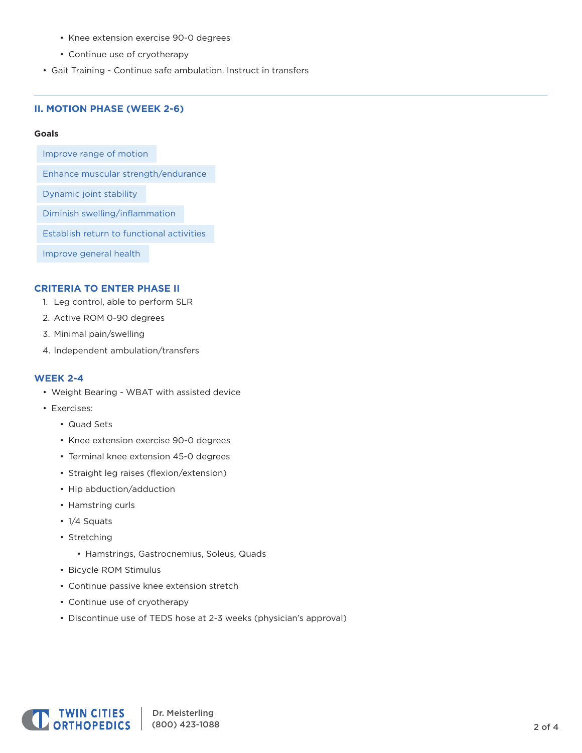- Knee extension exercise 90-0 degrees
  - Continue use of cryotherapy
- Gait Training - Continue safe ambulation. Instruct in transfers

## II. MOTION PHASE (WEEK 2-6)

**Goals**

- Improve range of motion
- Enhance muscular strength/endurance
- Dynamic joint stability
- Diminish swelling/inflammation
- Establish return to functional activities
- Improve general health

### CRITERIA TO ENTER PHASE II

1. Leg control, able to perform SLR
2. Active ROM 0-90 degrees
3. Minimal pain/swelling
4. Independent ambulation/transfers

### WEEK 2-4

- Weight Bearing - WBAT with assisted device
- Exercises:
  - Quad Sets
  - Knee extension exercise 90-0 degrees
  - Terminal knee extension 45-0 degrees
  - Straight leg raises (flexion/extension)
  - Hip abduction/adduction
  - Hamstring curls
  - 1/4 Squats
  - Stretching
    - Hamstrings, Gastrocnemius, Soleus, Quads
  - Bicycle ROM Stimulus
  - Continue passive knee extension stretch
  - Continue use of cryotherapy
  - Discontinue use of TEDS hose at 2-3 weeks (physician's approval)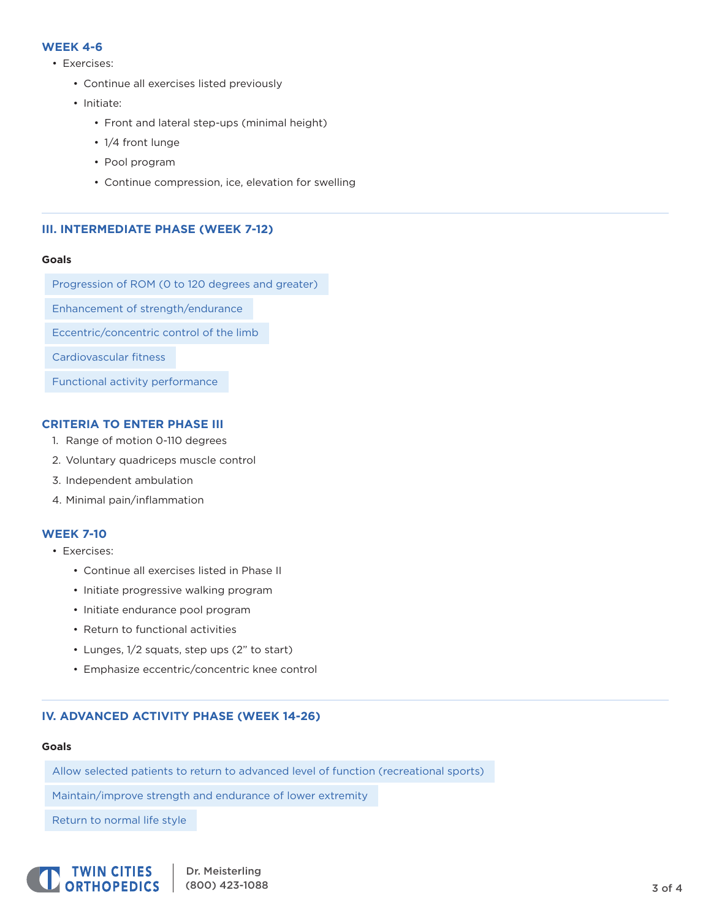### WEEK 4-6

- Exercises:
  - Continue all exercises listed previously
  - Initiate:
    - Front and lateral step-ups (minimal height)
    - 1/4 front lunge
    - Pool program
    - Continue compression, ice, elevation for swelling

---

## III. INTERMEDIATE PHASE (WEEK 7-12)

**Goals**

- Progression of ROM (0 to 120 degrees and greater)
- Enhancement of strength/endurance
- Eccentric/concentric control of the limb
- Cardiovascular fitness
- Functional activity performance

### CRITERIA TO ENTER PHASE III

1. Range of motion 0-110 degrees
2. Voluntary quadriceps muscle control
3. Independent ambulation
4. Minimal pain/inflammation

### WEEK 7-10

- Exercises:
  - Continue all exercises listed in Phase II
  - Initiate progressive walking program
  - Initiate endurance pool program
  - Return to functional activities
  - Lunges, 1/2 squats, step ups (2" to start)
  - Emphasize eccentric/concentric knee control

---

## IV. ADVANCED ACTIVITY PHASE (WEEK 14-26)

**Goals**

- Allow selected patients to return to advanced level of function (recreational sports)
- Maintain/improve strength and endurance of lower extremity
- Return to normal life style

TWIN CITIES ORTHOPEDICS | Dr. Meisterling (800) 423-1088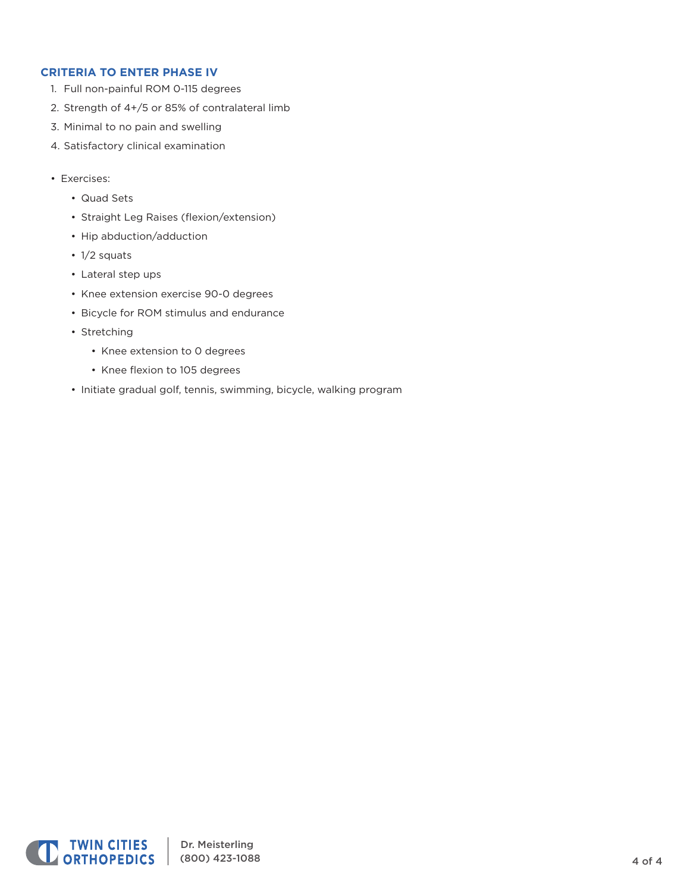### CRITERIA TO ENTER PHASE IV

1. Full non-painful ROM 0-115 degrees
2. Strength of 4+/5 or 85% of contralateral limb
3. Minimal to no pain and swelling
4. Satisfactory clinical examination

- Exercises:
    - Quad Sets
    - Straight Leg Raises (flexion/extension)
    - Hip abduction/adduction
    - 1/2 squats
    - Lateral step ups
    - Knee extension exercise 90-0 degrees
    - Bicycle for ROM stimulus and endurance
    - Stretching
        - Knee extension to 0 degrees
        - Knee flexion to 105 degrees
    - Initiate gradual golf, tennis, swimming, bicycle, walking program